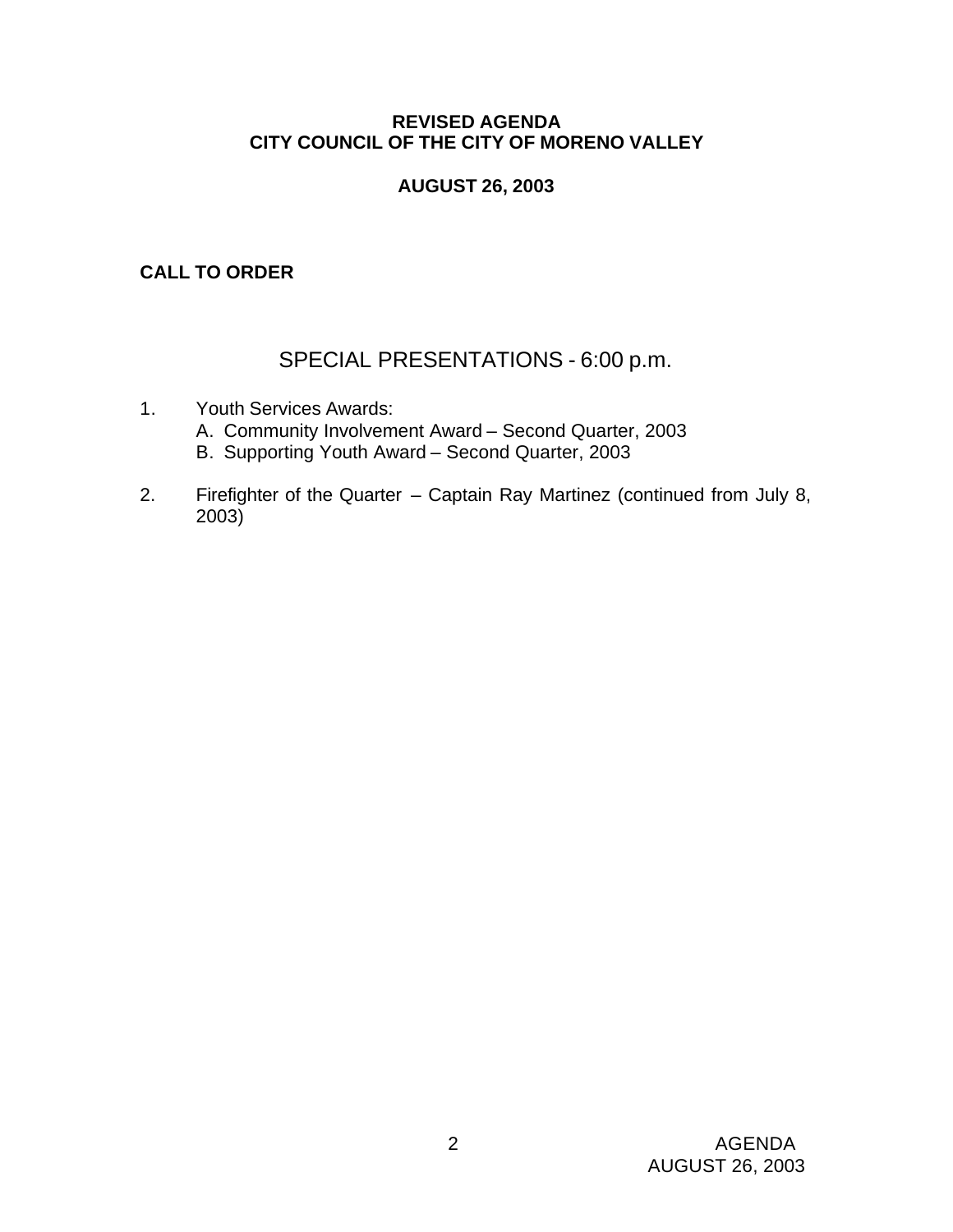**REVISED AGENDA**
**CITY COUNCIL OF THE CITY OF MORENO VALLEY**

**AUGUST 26, 2003**

**CALL TO ORDER**

## SPECIAL PRESENTATIONS - 6:00 p.m.

1. Youth Services Awards:
   A. Community Involvement Award – Second Quarter, 2003
   B. Supporting Youth Award – Second Quarter, 2003

2. Firefighter of the Quarter – Captain Ray Martinez (continued from July 8, 2003)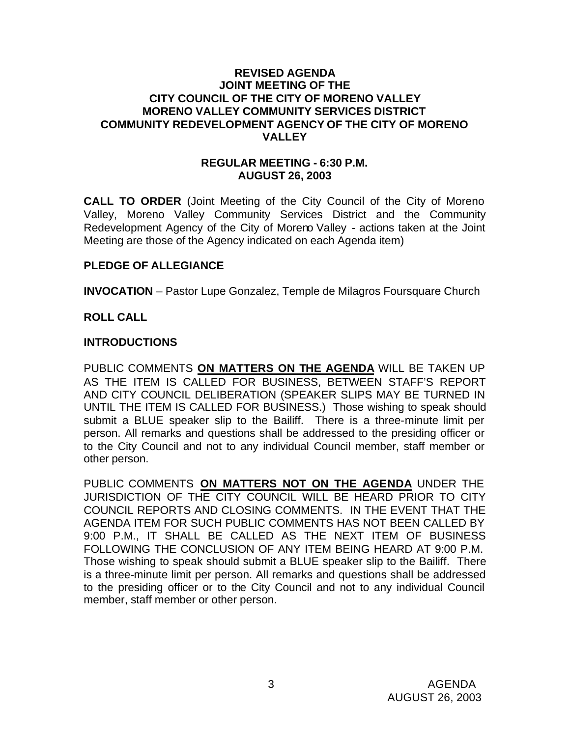# REVISED AGENDA
## JOINT MEETING OF THE
## CITY COUNCIL OF THE CITY OF MORENO VALLEY
## MORENO VALLEY COMMUNITY SERVICES DISTRICT
## COMMUNITY REDEVELOPMENT AGENCY OF THE CITY OF MORENO VALLEY

### REGULAR MEETING - 6:30 P.M.
### AUGUST 26, 2003

**CALL TO ORDER** (Joint Meeting of the City Council of the City of Moreno Valley, Moreno Valley Community Services District and the Community Redevelopment Agency of the City of Moreno Valley - actions taken at the Joint Meeting are those of the Agency indicated on each Agenda item)

**PLEDGE OF ALLEGIANCE**

**INVOCATION** – Pastor Lupe Gonzalez, Temple de Milagros Foursquare Church

**ROLL CALL**

**INTRODUCTIONS**

PUBLIC COMMENTS **ON MATTERS ON THE AGENDA** WILL BE TAKEN UP AS THE ITEM IS CALLED FOR BUSINESS, BETWEEN STAFF'S REPORT AND CITY COUNCIL DELIBERATION (SPEAKER SLIPS MAY BE TURNED IN UNTIL THE ITEM IS CALLED FOR BUSINESS.) Those wishing to speak should submit a BLUE speaker slip to the Bailiff. There is a three-minute limit per person. All remarks and questions shall be addressed to the presiding officer or to the City Council and not to any individual Council member, staff member or other person.

PUBLIC COMMENTS **ON MATTERS NOT ON THE AGENDA** UNDER THE JURISDICTION OF THE CITY COUNCIL WILL BE HEARD PRIOR TO CITY COUNCIL REPORTS AND CLOSING COMMENTS. IN THE EVENT THAT THE AGENDA ITEM FOR SUCH PUBLIC COMMENTS HAS NOT BEEN CALLED BY 9:00 P.M., IT SHALL BE CALLED AS THE NEXT ITEM OF BUSINESS FOLLOWING THE CONCLUSION OF ANY ITEM BEING HEARD AT 9:00 P.M. Those wishing to speak should submit a BLUE speaker slip to the Bailiff. There is a three-minute limit per person. All remarks and questions shall be addressed to the presiding officer or to the City Council and not to any individual Council member, staff member or other person.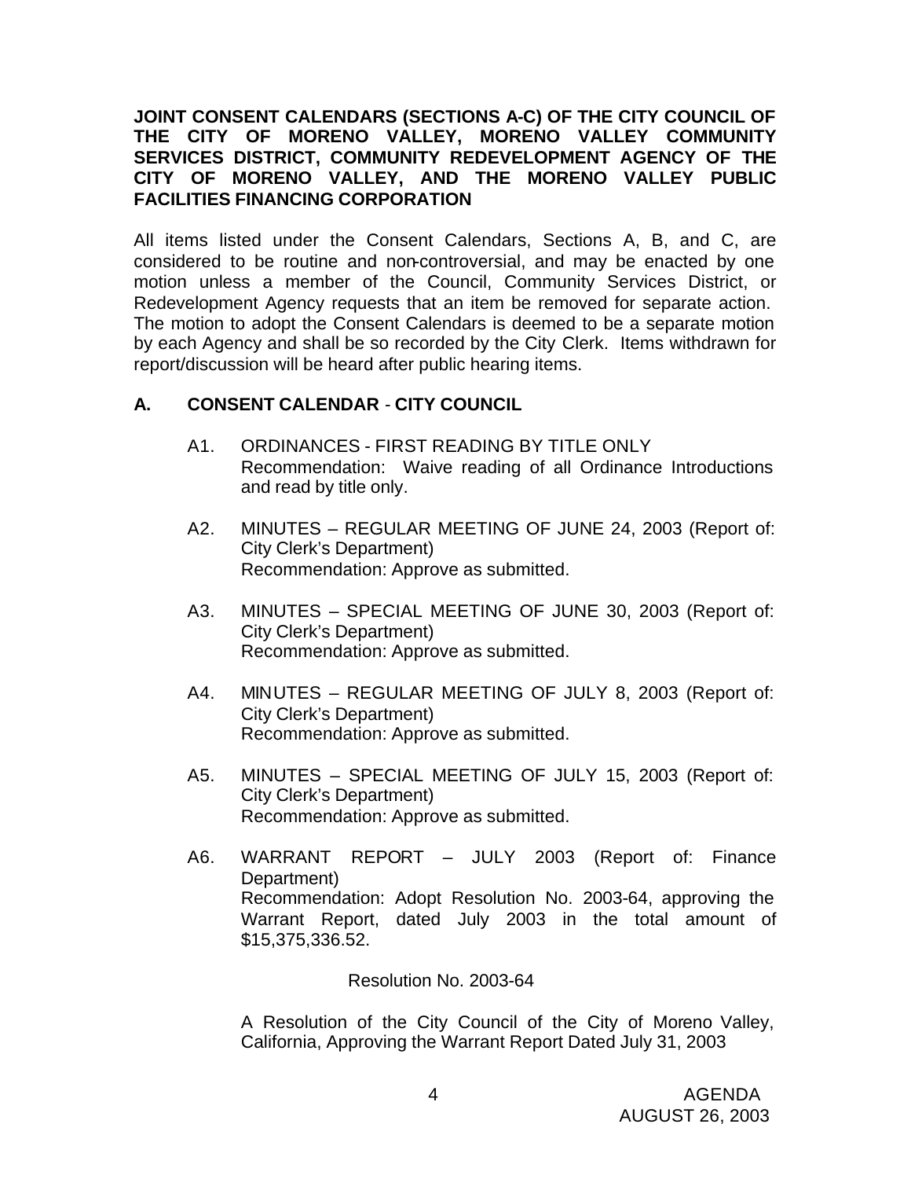**JOINT CONSENT CALENDARS (SECTIONS A-C) OF THE CITY COUNCIL OF THE CITY OF MORENO VALLEY, MORENO VALLEY COMMUNITY SERVICES DISTRICT, COMMUNITY REDEVELOPMENT AGENCY OF THE CITY OF MORENO VALLEY, AND THE MORENO VALLEY PUBLIC FACILITIES FINANCING CORPORATION**

All items listed under the Consent Calendars, Sections A, B, and C, are considered to be routine and non-controversial, and may be enacted by one motion unless a member of the Council, Community Services District, or Redevelopment Agency requests that an item be removed for separate action. The motion to adopt the Consent Calendars is deemed to be a separate motion by each Agency and shall be so recorded by the City Clerk. Items withdrawn for report/discussion will be heard after public hearing items.

## A. CONSENT CALENDAR - CITY COUNCIL

A1. ORDINANCES - FIRST READING BY TITLE ONLY
Recommendation: Waive reading of all Ordinance Introductions and read by title only.

A2. MINUTES – REGULAR MEETING OF JUNE 24, 2003 (Report of: City Clerk's Department)
Recommendation: Approve as submitted.

A3. MINUTES – SPECIAL MEETING OF JUNE 30, 2003 (Report of: City Clerk's Department)
Recommendation: Approve as submitted.

A4. MINUTES – REGULAR MEETING OF JULY 8, 2003 (Report of: City Clerk's Department)
Recommendation: Approve as submitted.

A5. MINUTES – SPECIAL MEETING OF JULY 15, 2003 (Report of: City Clerk's Department)
Recommendation: Approve as submitted.

A6. WARRANT REPORT – JULY 2003 (Report of: Finance Department)
Recommendation: Adopt Resolution No. 2003-64, approving the Warrant Report, dated July 2003 in the total amount of $15,375,336.52.

Resolution No. 2003-64

A Resolution of the City Council of the City of Moreno Valley, California, Approving the Warrant Report Dated July 31, 2003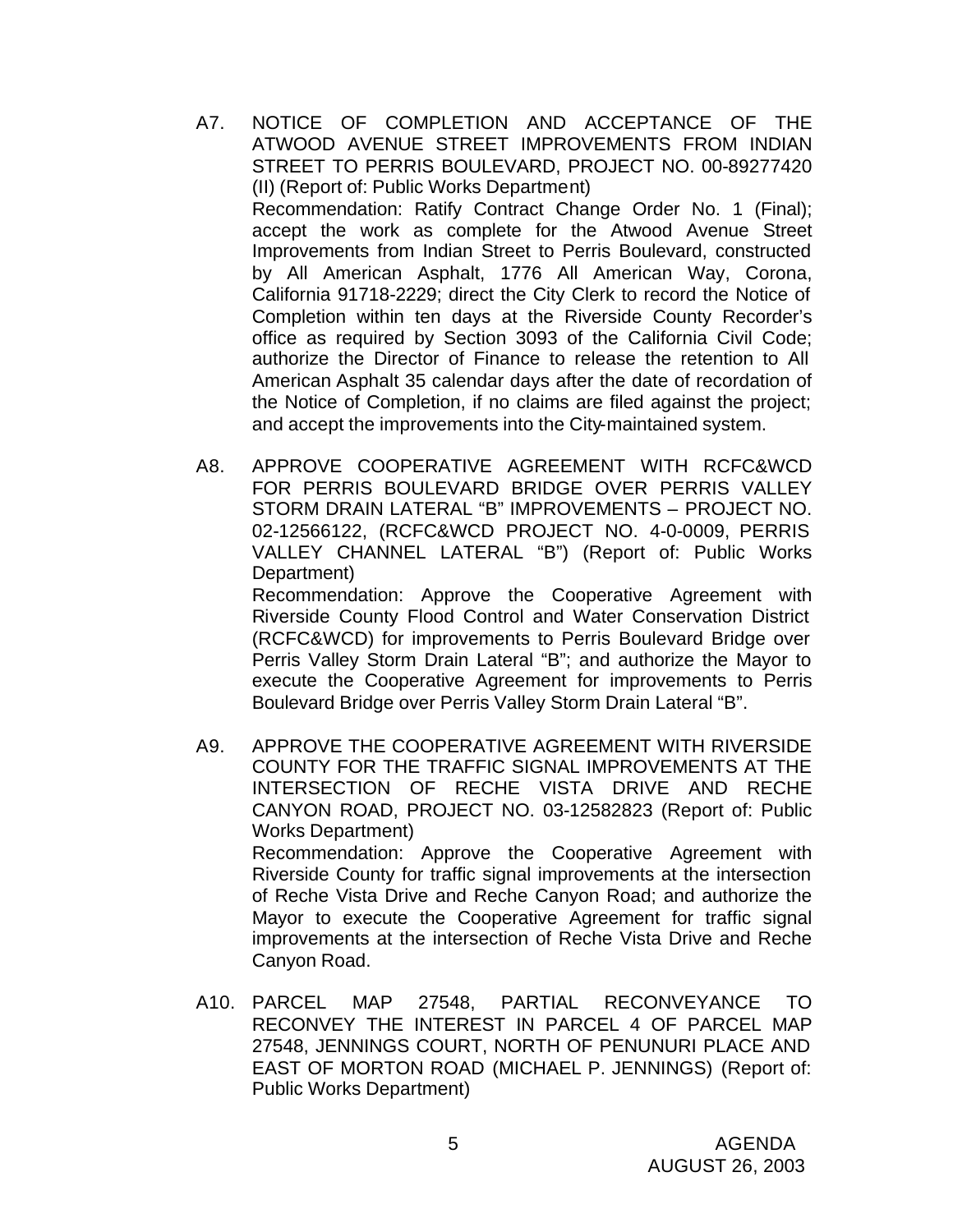A7. NOTICE OF COMPLETION AND ACCEPTANCE OF THE ATWOOD AVENUE STREET IMPROVEMENTS FROM INDIAN STREET TO PERRIS BOULEVARD, PROJECT NO. 00-89277420 (II) (Report of: Public Works Department)

Recommendation: Ratify Contract Change Order No. 1 (Final); accept the work as complete for the Atwood Avenue Street Improvements from Indian Street to Perris Boulevard, constructed by All American Asphalt, 1776 All American Way, Corona, California 91718-2229; direct the City Clerk to record the Notice of Completion within ten days at the Riverside County Recorder's office as required by Section 3093 of the California Civil Code; authorize the Director of Finance to release the retention to All American Asphalt 35 calendar days after the date of recordation of the Notice of Completion, if no claims are filed against the project; and accept the improvements into the City-maintained system.

A8. APPROVE COOPERATIVE AGREEMENT WITH RCFC&WCD FOR PERRIS BOULEVARD BRIDGE OVER PERRIS VALLEY STORM DRAIN LATERAL "B" IMPROVEMENTS – PROJECT NO. 02-12566122, (RCFC&WCD PROJECT NO. 4-0-0009, PERRIS VALLEY CHANNEL LATERAL "B") (Report of: Public Works Department)

Recommendation: Approve the Cooperative Agreement with Riverside County Flood Control and Water Conservation District (RCFC&WCD) for improvements to Perris Boulevard Bridge over Perris Valley Storm Drain Lateral "B"; and authorize the Mayor to execute the Cooperative Agreement for improvements to Perris Boulevard Bridge over Perris Valley Storm Drain Lateral "B".

A9. APPROVE THE COOPERATIVE AGREEMENT WITH RIVERSIDE COUNTY FOR THE TRAFFIC SIGNAL IMPROVEMENTS AT THE INTERSECTION OF RECHE VISTA DRIVE AND RECHE CANYON ROAD, PROJECT NO. 03-12582823 (Report of: Public Works Department)

Recommendation: Approve the Cooperative Agreement with Riverside County for traffic signal improvements at the intersection of Reche Vista Drive and Reche Canyon Road; and authorize the Mayor to execute the Cooperative Agreement for traffic signal improvements at the intersection of Reche Vista Drive and Reche Canyon Road.

A10. PARCEL MAP 27548, PARTIAL RECONVEYANCE TO RECONVEY THE INTEREST IN PARCEL 4 OF PARCEL MAP 27548, JENNINGS COURT, NORTH OF PENUNURI PLACE AND EAST OF MORTON ROAD (MICHAEL P. JENNINGS) (Report of: Public Works Department)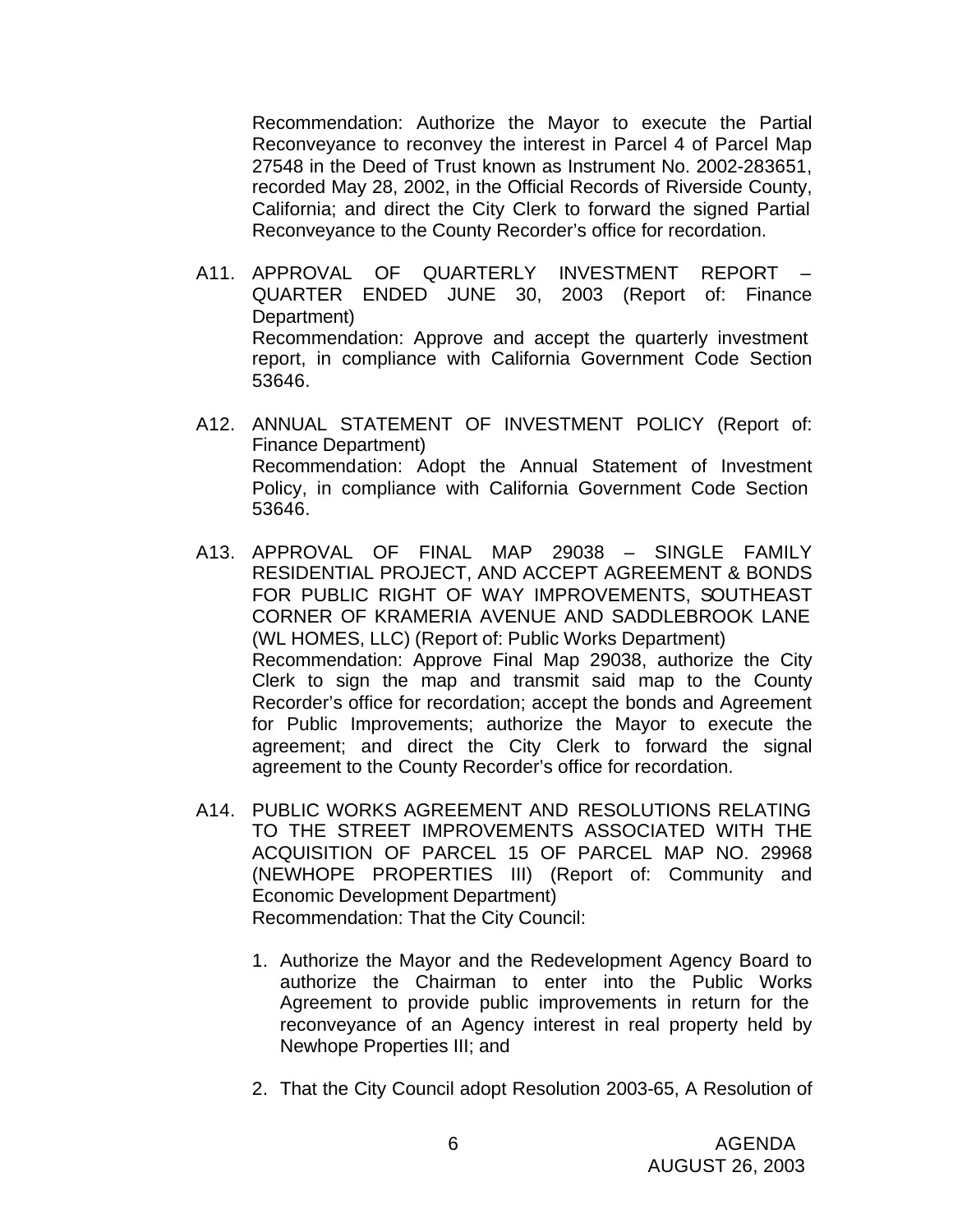Recommendation: Authorize the Mayor to execute the Partial Reconveyance to reconvey the interest in Parcel 4 of Parcel Map 27548 in the Deed of Trust known as Instrument No. 2002-283651, recorded May 28, 2002, in the Official Records of Riverside County, California; and direct the City Clerk to forward the signed Partial Reconveyance to the County Recorder's office for recordation.

A11. APPROVAL OF QUARTERLY INVESTMENT REPORT – QUARTER ENDED JUNE 30, 2003 (Report of: Finance Department)
Recommendation: Approve and accept the quarterly investment report, in compliance with California Government Code Section 53646.

A12. ANNUAL STATEMENT OF INVESTMENT POLICY (Report of: Finance Department)
Recommendation: Adopt the Annual Statement of Investment Policy, in compliance with California Government Code Section 53646.

A13. APPROVAL OF FINAL MAP 29038 – SINGLE FAMILY RESIDENTIAL PROJECT, AND ACCEPT AGREEMENT & BONDS FOR PUBLIC RIGHT OF WAY IMPROVEMENTS, SOUTHEAST CORNER OF KRAMERIA AVENUE AND SADDLEBROOK LANE (WL HOMES, LLC) (Report of: Public Works Department)
Recommendation: Approve Final Map 29038, authorize the City Clerk to sign the map and transmit said map to the County Recorder's office for recordation; accept the bonds and Agreement for Public Improvements; authorize the Mayor to execute the agreement; and direct the City Clerk to forward the signal agreement to the County Recorder's office for recordation.

A14. PUBLIC WORKS AGREEMENT AND RESOLUTIONS RELATING TO THE STREET IMPROVEMENTS ASSOCIATED WITH THE ACQUISITION OF PARCEL 15 OF PARCEL MAP NO. 29968 (NEWHOPE PROPERTIES III) (Report of: Community and Economic Development Department)
Recommendation: That the City Council:

1. Authorize the Mayor and the Redevelopment Agency Board to authorize the Chairman to enter into the Public Works Agreement to provide public improvements in return for the reconveyance of an Agency interest in real property held by Newhope Properties III; and

2. That the City Council adopt Resolution 2003-65, A Resolution of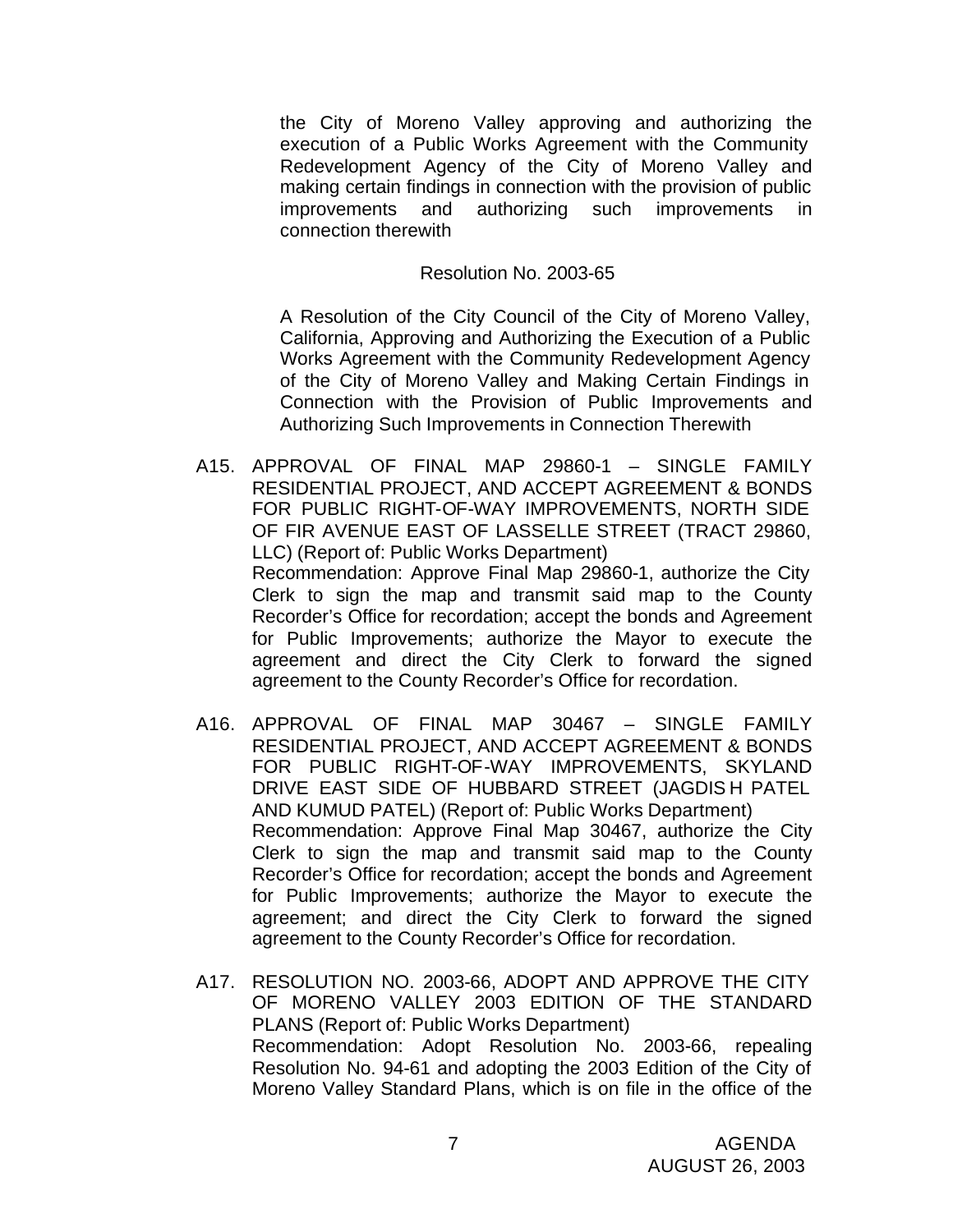the City of Moreno Valley approving and authorizing the execution of a Public Works Agreement with the Community Redevelopment Agency of the City of Moreno Valley and making certain findings in connection with the provision of public improvements and authorizing such improvements in connection therewith

Resolution No. 2003-65

A Resolution of the City Council of the City of Moreno Valley, California, Approving and Authorizing the Execution of a Public Works Agreement with the Community Redevelopment Agency of the City of Moreno Valley and Making Certain Findings in Connection with the Provision of Public Improvements and Authorizing Such Improvements in Connection Therewith

A15. APPROVAL OF FINAL MAP 29860-1 – SINGLE FAMILY RESIDENTIAL PROJECT, AND ACCEPT AGREEMENT & BONDS FOR PUBLIC RIGHT-OF-WAY IMPROVEMENTS, NORTH SIDE OF FIR AVENUE EAST OF LASSELLE STREET (TRACT 29860, LLC) (Report of: Public Works Department)
Recommendation: Approve Final Map 29860-1, authorize the City Clerk to sign the map and transmit said map to the County Recorder's Office for recordation; accept the bonds and Agreement for Public Improvements; authorize the Mayor to execute the agreement and direct the City Clerk to forward the signed agreement to the County Recorder's Office for recordation.

A16. APPROVAL OF FINAL MAP 30467 – SINGLE FAMILY RESIDENTIAL PROJECT, AND ACCEPT AGREEMENT & BONDS FOR PUBLIC RIGHT-OF-WAY IMPROVEMENTS, SKYLAND DRIVE EAST SIDE OF HUBBARD STREET (JAGDISH PATEL AND KUMUD PATEL) (Report of: Public Works Department)
Recommendation: Approve Final Map 30467, authorize the City Clerk to sign the map and transmit said map to the County Recorder's Office for recordation; accept the bonds and Agreement for Public Improvements; authorize the Mayor to execute the agreement; and direct the City Clerk to forward the signed agreement to the County Recorder's Office for recordation.

A17. RESOLUTION NO. 2003-66, ADOPT AND APPROVE THE CITY OF MORENO VALLEY 2003 EDITION OF THE STANDARD PLANS (Report of: Public Works Department)
Recommendation: Adopt Resolution No. 2003-66, repealing Resolution No. 94-61 and adopting the 2003 Edition of the City of Moreno Valley Standard Plans, which is on file in the office of the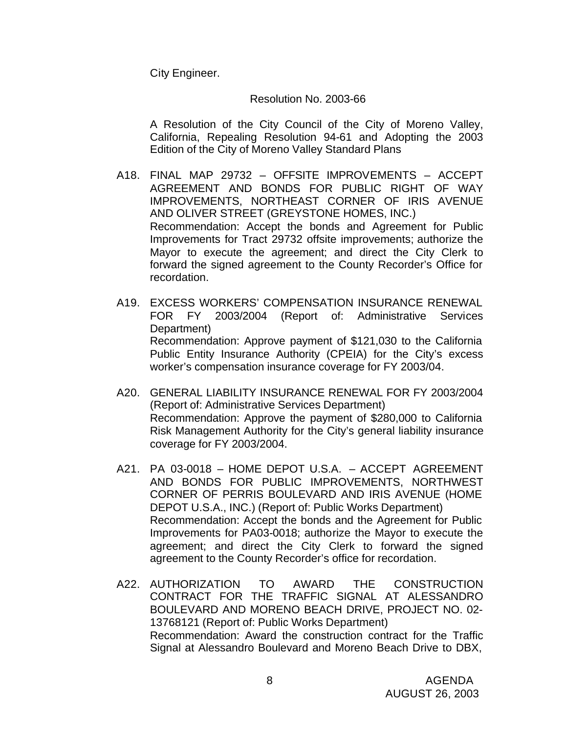City Engineer.

Resolution No. 2003-66

A Resolution of the City Council of the City of Moreno Valley, California, Repealing Resolution 94-61 and Adopting the 2003 Edition of the City of Moreno Valley Standard Plans

A18. FINAL MAP 29732 – OFFSITE IMPROVEMENTS – ACCEPT AGREEMENT AND BONDS FOR PUBLIC RIGHT OF WAY IMPROVEMENTS, NORTHEAST CORNER OF IRIS AVENUE AND OLIVER STREET (GREYSTONE HOMES, INC.)
Recommendation: Accept the bonds and Agreement for Public Improvements for Tract 29732 offsite improvements; authorize the Mayor to execute the agreement; and direct the City Clerk to forward the signed agreement to the County Recorder's Office for recordation.

A19. EXCESS WORKERS' COMPENSATION INSURANCE RENEWAL FOR FY 2003/2004 (Report of: Administrative Services Department)
Recommendation: Approve payment of $121,030 to the California Public Entity Insurance Authority (CPEIA) for the City's excess worker's compensation insurance coverage for FY 2003/04.

A20. GENERAL LIABILITY INSURANCE RENEWAL FOR FY 2003/2004 (Report of: Administrative Services Department)
Recommendation: Approve the payment of $280,000 to California Risk Management Authority for the City's general liability insurance coverage for FY 2003/2004.

A21. PA 03-0018 – HOME DEPOT U.S.A. – ACCEPT AGREEMENT AND BONDS FOR PUBLIC IMPROVEMENTS, NORTHWEST CORNER OF PERRIS BOULEVARD AND IRIS AVENUE (HOME DEPOT U.S.A., INC.) (Report of: Public Works Department)
Recommendation: Accept the bonds and the Agreement for Public Improvements for PA03-0018; authorize the Mayor to execute the agreement; and direct the City Clerk to forward the signed agreement to the County Recorder's office for recordation.

A22. AUTHORIZATION TO AWARD THE CONSTRUCTION CONTRACT FOR THE TRAFFIC SIGNAL AT ALESSANDRO BOULEVARD AND MORENO BEACH DRIVE, PROJECT NO. 02-13768121 (Report of: Public Works Department)
Recommendation: Award the construction contract for the Traffic Signal at Alessandro Boulevard and Moreno Beach Drive to DBX,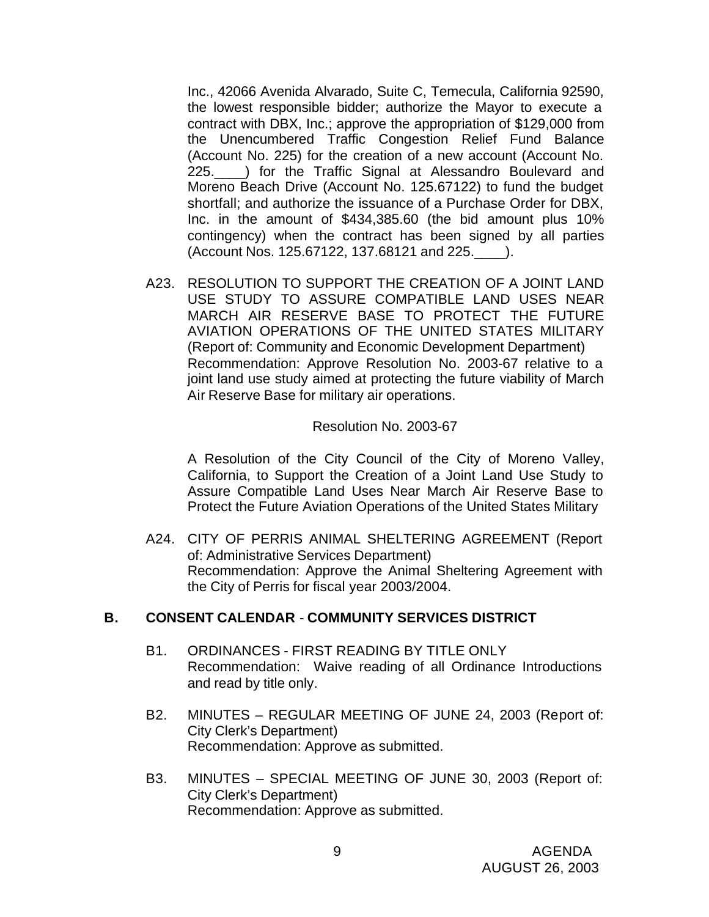Inc., 42066 Avenida Alvarado, Suite C, Temecula, California 92590, the lowest responsible bidder; authorize the Mayor to execute a contract with DBX, Inc.; approve the appropriation of $129,000 from the Unencumbered Traffic Congestion Relief Fund Balance (Account No. 225) for the creation of a new account (Account No. 225.____) for the Traffic Signal at Alessandro Boulevard and Moreno Beach Drive (Account No. 125.67122) to fund the budget shortfall; and authorize the issuance of a Purchase Order for DBX, Inc. in the amount of $434,385.60 (the bid amount plus 10% contingency) when the contract has been signed by all parties (Account Nos. 125.67122, 137.68121 and 225.____).

A23. RESOLUTION TO SUPPORT THE CREATION OF A JOINT LAND USE STUDY TO ASSURE COMPATIBLE LAND USES NEAR MARCH AIR RESERVE BASE TO PROTECT THE FUTURE AVIATION OPERATIONS OF THE UNITED STATES MILITARY (Report of: Community and Economic Development Department)
Recommendation: Approve Resolution No. 2003-67 relative to a joint land use study aimed at protecting the future viability of March Air Reserve Base for military air operations.

Resolution No. 2003-67

A Resolution of the City Council of the City of Moreno Valley, California, to Support the Creation of a Joint Land Use Study to Assure Compatible Land Uses Near March Air Reserve Base to Protect the Future Aviation Operations of the United States Military

A24. CITY OF PERRIS ANIMAL SHELTERING AGREEMENT (Report of: Administrative Services Department)
Recommendation: Approve the Animal Sheltering Agreement with the City of Perris for fiscal year 2003/2004.

## B. CONSENT CALENDAR - COMMUNITY SERVICES DISTRICT

B1. ORDINANCES - FIRST READING BY TITLE ONLY
Recommendation: Waive reading of all Ordinance Introductions and read by title only.

B2. MINUTES – REGULAR MEETING OF JUNE 24, 2003 (Report of: City Clerk's Department)
Recommendation: Approve as submitted.

B3. MINUTES – SPECIAL MEETING OF JUNE 30, 2003 (Report of: City Clerk's Department)
Recommendation: Approve as submitted.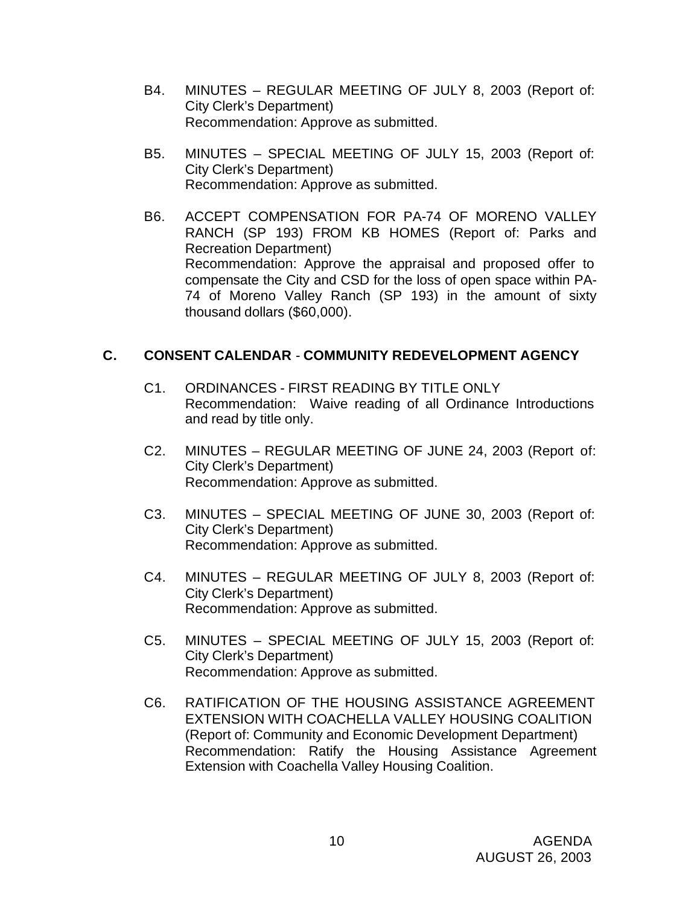B4. MINUTES – REGULAR MEETING OF JULY 8, 2003 (Report of: City Clerk's Department)
Recommendation: Approve as submitted.

B5. MINUTES – SPECIAL MEETING OF JULY 15, 2003 (Report of: City Clerk's Department)
Recommendation: Approve as submitted.

B6. ACCEPT COMPENSATION FOR PA-74 OF MORENO VALLEY RANCH (SP 193) FROM KB HOMES (Report of: Parks and Recreation Department)
Recommendation: Approve the appraisal and proposed offer to compensate the City and CSD for the loss of open space within PA-74 of Moreno Valley Ranch (SP 193) in the amount of sixty thousand dollars ($60,000).

## C. CONSENT CALENDAR - COMMUNITY REDEVELOPMENT AGENCY

C1. ORDINANCES - FIRST READING BY TITLE ONLY
Recommendation: Waive reading of all Ordinance Introductions and read by title only.

C2. MINUTES – REGULAR MEETING OF JUNE 24, 2003 (Report of: City Clerk's Department)
Recommendation: Approve as submitted.

C3. MINUTES – SPECIAL MEETING OF JUNE 30, 2003 (Report of: City Clerk's Department)
Recommendation: Approve as submitted.

C4. MINUTES – REGULAR MEETING OF JULY 8, 2003 (Report of: City Clerk's Department)
Recommendation: Approve as submitted.

C5. MINUTES – SPECIAL MEETING OF JULY 15, 2003 (Report of: City Clerk's Department)
Recommendation: Approve as submitted.

C6. RATIFICATION OF THE HOUSING ASSISTANCE AGREEMENT EXTENSION WITH COACHELLA VALLEY HOUSING COALITION (Report of: Community and Economic Development Department)
Recommendation: Ratify the Housing Assistance Agreement Extension with Coachella Valley Housing Coalition.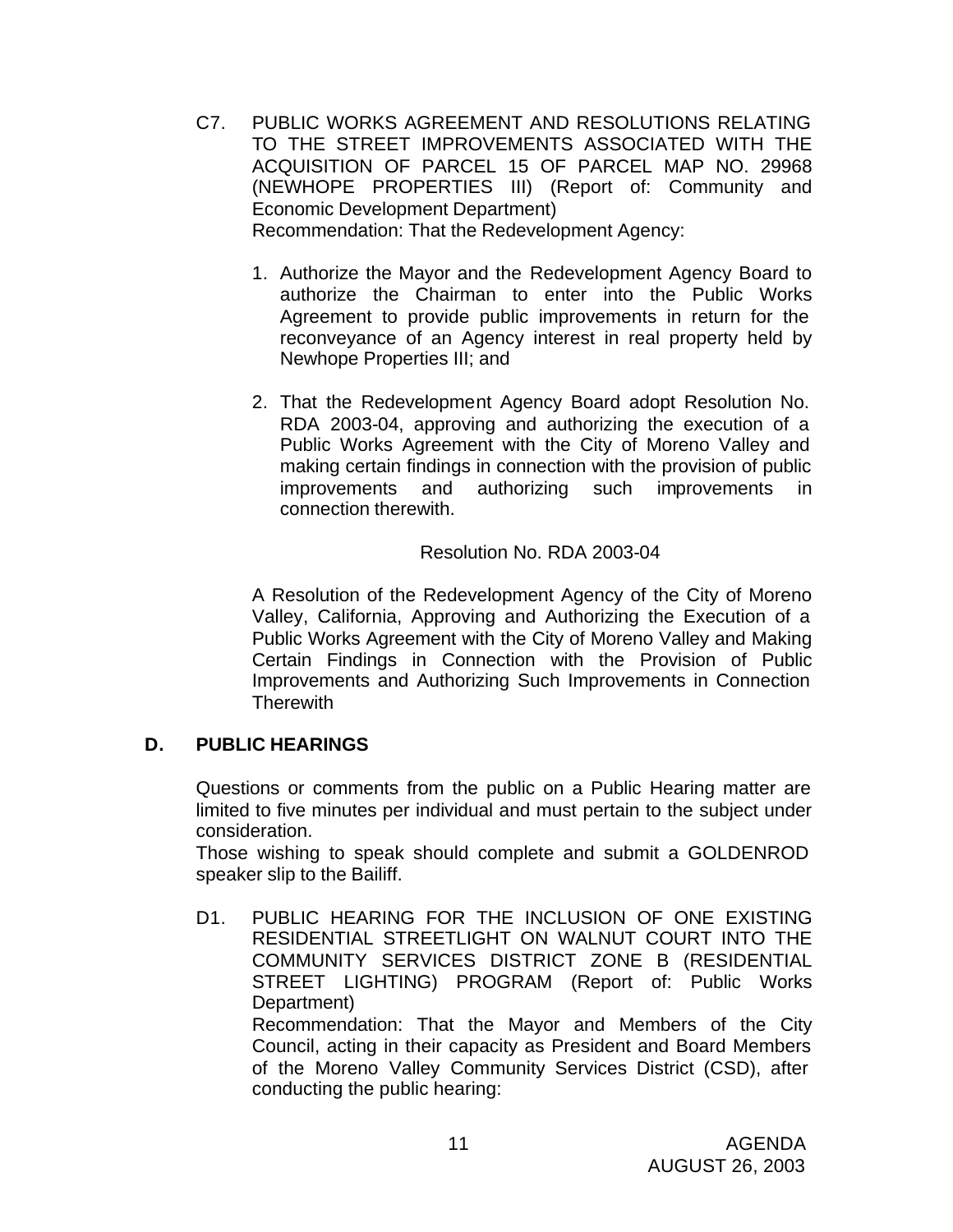C7. PUBLIC WORKS AGREEMENT AND RESOLUTIONS RELATING TO THE STREET IMPROVEMENTS ASSOCIATED WITH THE ACQUISITION OF PARCEL 15 OF PARCEL MAP NO. 29968 (NEWHOPE PROPERTIES III) (Report of: Community and Economic Development Department)

Recommendation: That the Redevelopment Agency:

1. Authorize the Mayor and the Redevelopment Agency Board to authorize the Chairman to enter into the Public Works Agreement to provide public improvements in return for the reconveyance of an Agency interest in real property held by Newhope Properties III; and

2. That the Redevelopment Agency Board adopt Resolution No. RDA 2003-04, approving and authorizing the execution of a Public Works Agreement with the City of Moreno Valley and making certain findings in connection with the provision of public improvements and authorizing such improvements in connection therewith.

Resolution No. RDA 2003-04

A Resolution of the Redevelopment Agency of the City of Moreno Valley, California, Approving and Authorizing the Execution of a Public Works Agreement with the City of Moreno Valley and Making Certain Findings in Connection with the Provision of Public Improvements and Authorizing Such Improvements in Connection Therewith

## D. PUBLIC HEARINGS

Questions or comments from the public on a Public Hearing matter are limited to five minutes per individual and must pertain to the subject under consideration.

Those wishing to speak should complete and submit a GOLDENROD speaker slip to the Bailiff.

D1. PUBLIC HEARING FOR THE INCLUSION OF ONE EXISTING RESIDENTIAL STREETLIGHT ON WALNUT COURT INTO THE COMMUNITY SERVICES DISTRICT ZONE B (RESIDENTIAL STREET LIGHTING) PROGRAM (Report of: Public Works Department)

Recommendation: That the Mayor and Members of the City Council, acting in their capacity as President and Board Members of the Moreno Valley Community Services District (CSD), after conducting the public hearing: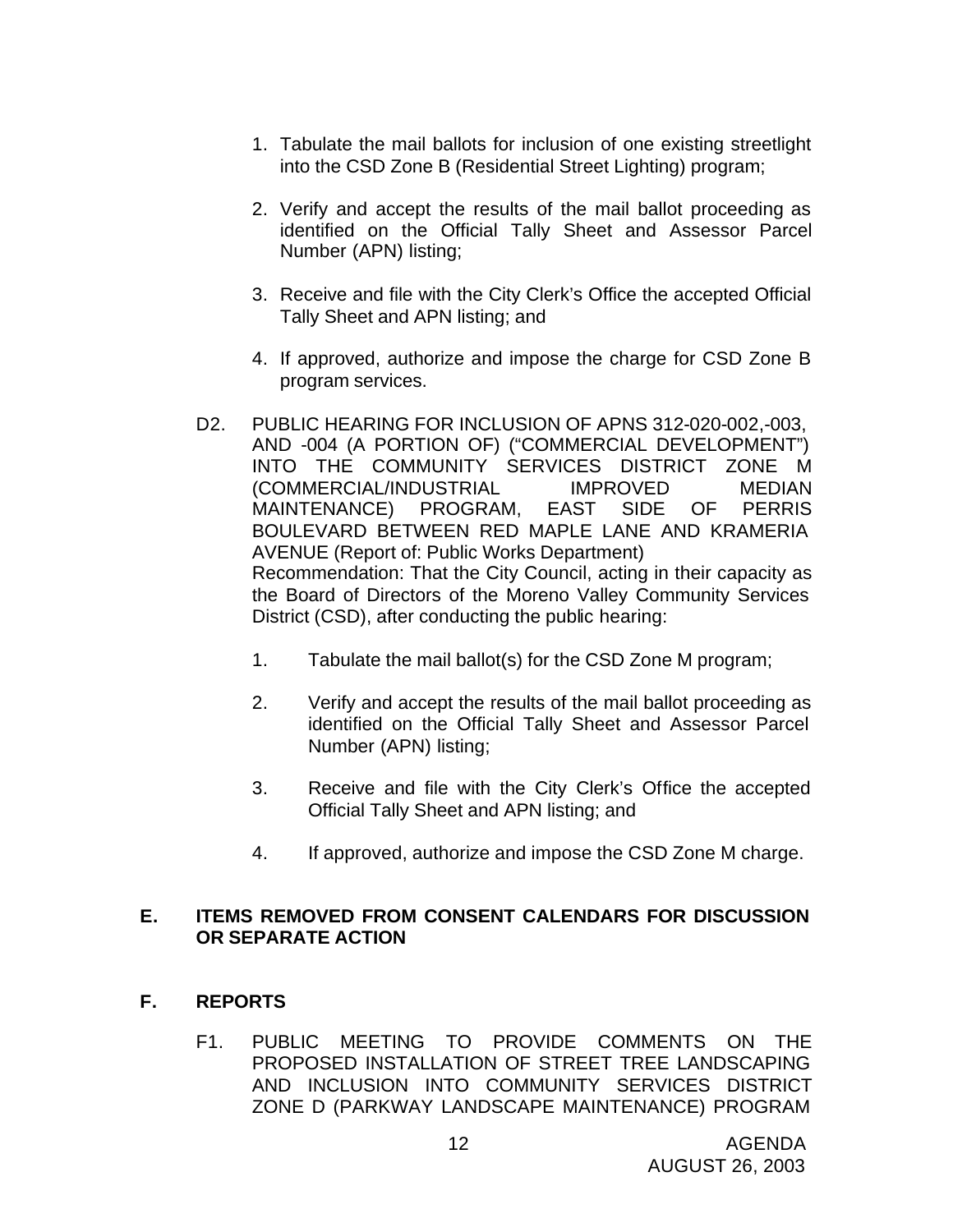1. Tabulate the mail ballots for inclusion of one existing streetlight into the CSD Zone B (Residential Street Lighting) program;

2. Verify and accept the results of the mail ballot proceeding as identified on the Official Tally Sheet and Assessor Parcel Number (APN) listing;

3. Receive and file with the City Clerk's Office the accepted Official Tally Sheet and APN listing; and

4. If approved, authorize and impose the charge for CSD Zone B program services.

D2. PUBLIC HEARING FOR INCLUSION OF APNS 312-020-002,-003, AND -004 (A PORTION OF) ("COMMERCIAL DEVELOPMENT") INTO THE COMMUNITY SERVICES DISTRICT ZONE M (COMMERCIAL/INDUSTRIAL IMPROVED MEDIAN MAINTENANCE) PROGRAM, EAST SIDE OF PERRIS BOULEVARD BETWEEN RED MAPLE LANE AND KRAMERIA AVENUE (Report of: Public Works Department)
Recommendation: That the City Council, acting in their capacity as the Board of Directors of the Moreno Valley Community Services District (CSD), after conducting the public hearing:

1. Tabulate the mail ballot(s) for the CSD Zone M program;

2. Verify and accept the results of the mail ballot proceeding as identified on the Official Tally Sheet and Assessor Parcel Number (APN) listing;

3. Receive and file with the City Clerk's Office the accepted Official Tally Sheet and APN listing; and

4. If approved, authorize and impose the CSD Zone M charge.

## E. ITEMS REMOVED FROM CONSENT CALENDARS FOR DISCUSSION OR SEPARATE ACTION

## F. REPORTS

F1. PUBLIC MEETING TO PROVIDE COMMENTS ON THE PROPOSED INSTALLATION OF STREET TREE LANDSCAPING AND INCLUSION INTO COMMUNITY SERVICES DISTRICT ZONE D (PARKWAY LANDSCAPE MAINTENANCE) PROGRAM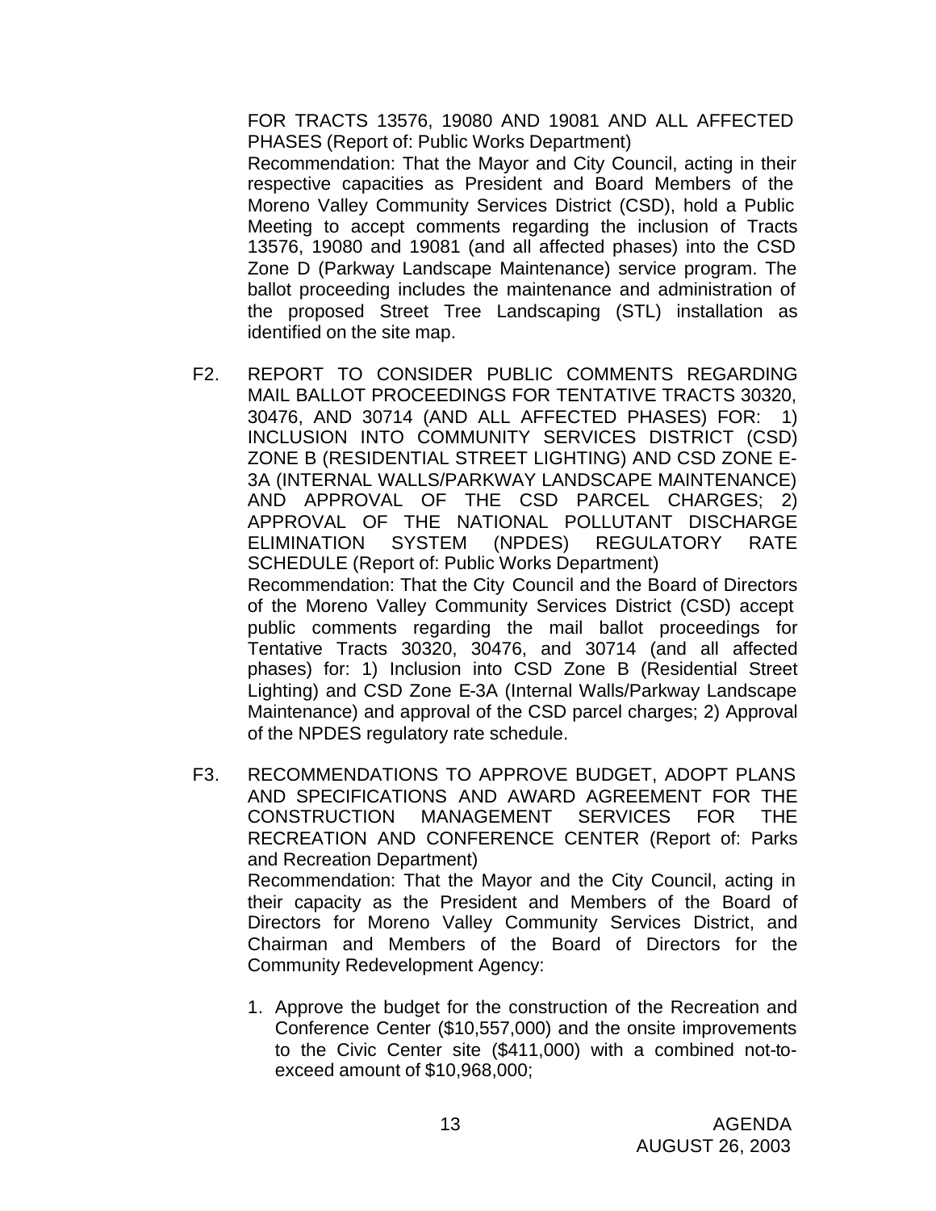FOR TRACTS 13576, 19080 AND 19081 AND ALL AFFECTED PHASES (Report of: Public Works Department)

Recommendation: That the Mayor and City Council, acting in their respective capacities as President and Board Members of the Moreno Valley Community Services District (CSD), hold a Public Meeting to accept comments regarding the inclusion of Tracts 13576, 19080 and 19081 (and all affected phases) into the CSD Zone D (Parkway Landscape Maintenance) service program. The ballot proceeding includes the maintenance and administration of the proposed Street Tree Landscaping (STL) installation as identified on the site map.

F2. REPORT TO CONSIDER PUBLIC COMMENTS REGARDING MAIL BALLOT PROCEEDINGS FOR TENTATIVE TRACTS 30320, 30476, AND 30714 (AND ALL AFFECTED PHASES) FOR: 1) INCLUSION INTO COMMUNITY SERVICES DISTRICT (CSD) ZONE B (RESIDENTIAL STREET LIGHTING) AND CSD ZONE E-3A (INTERNAL WALLS/PARKWAY LANDSCAPE MAINTENANCE) AND APPROVAL OF THE CSD PARCEL CHARGES; 2) APPROVAL OF THE NATIONAL POLLUTANT DISCHARGE ELIMINATION SYSTEM (NPDES) REGULATORY RATE SCHEDULE (Report of: Public Works Department)

Recommendation: That the City Council and the Board of Directors of the Moreno Valley Community Services District (CSD) accept public comments regarding the mail ballot proceedings for Tentative Tracts 30320, 30476, and 30714 (and all affected phases) for: 1) Inclusion into CSD Zone B (Residential Street Lighting) and CSD Zone E-3A (Internal Walls/Parkway Landscape Maintenance) and approval of the CSD parcel charges; 2) Approval of the NPDES regulatory rate schedule.

F3. RECOMMENDATIONS TO APPROVE BUDGET, ADOPT PLANS AND SPECIFICATIONS AND AWARD AGREEMENT FOR THE CONSTRUCTION MANAGEMENT SERVICES FOR THE RECREATION AND CONFERENCE CENTER (Report of: Parks and Recreation Department)

Recommendation: That the Mayor and the City Council, acting in their capacity as the President and Members of the Board of Directors for Moreno Valley Community Services District, and Chairman and Members of the Board of Directors for the Community Redevelopment Agency:

1. Approve the budget for the construction of the Recreation and Conference Center ($10,557,000) and the onsite improvements to the Civic Center site ($411,000) with a combined not-to-exceed amount of $10,968,000;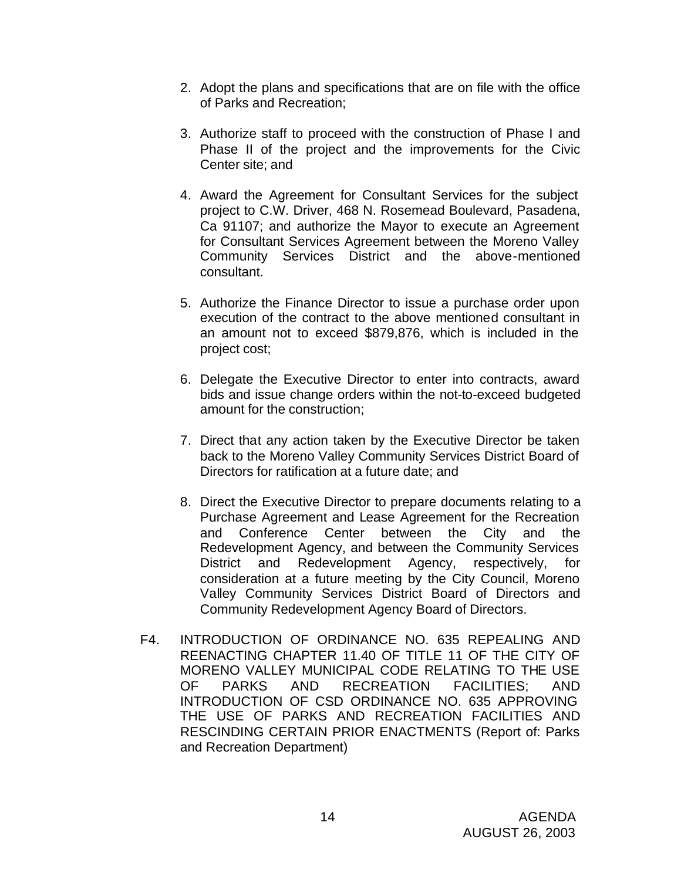2. Adopt the plans and specifications that are on file with the office of Parks and Recreation;

3. Authorize staff to proceed with the construction of Phase I and Phase II of the project and the improvements for the Civic Center site; and

4. Award the Agreement for Consultant Services for the subject project to C.W. Driver, 468 N. Rosemead Boulevard, Pasadena, Ca 91107; and authorize the Mayor to execute an Agreement for Consultant Services Agreement between the Moreno Valley Community Services District and the above-mentioned consultant.

5. Authorize the Finance Director to issue a purchase order upon execution of the contract to the above mentioned consultant in an amount not to exceed $879,876, which is included in the project cost;

6. Delegate the Executive Director to enter into contracts, award bids and issue change orders within the not-to-exceed budgeted amount for the construction;

7. Direct that any action taken by the Executive Director be taken back to the Moreno Valley Community Services District Board of Directors for ratification at a future date; and

8. Direct the Executive Director to prepare documents relating to a Purchase Agreement and Lease Agreement for the Recreation and Conference Center between the City and the Redevelopment Agency, and between the Community Services District and Redevelopment Agency, respectively, for consideration at a future meeting by the City Council, Moreno Valley Community Services District Board of Directors and Community Redevelopment Agency Board of Directors.

F4. INTRODUCTION OF ORDINANCE NO. 635 REPEALING AND REENACTING CHAPTER 11.40 OF TITLE 11 OF THE CITY OF MORENO VALLEY MUNICIPAL CODE RELATING TO THE USE OF PARKS AND RECREATION FACILITIES; AND INTRODUCTION OF CSD ORDINANCE NO. 635 APPROVING THE USE OF PARKS AND RECREATION FACILITIES AND RESCINDING CERTAIN PRIOR ENACTMENTS (Report of: Parks and Recreation Department)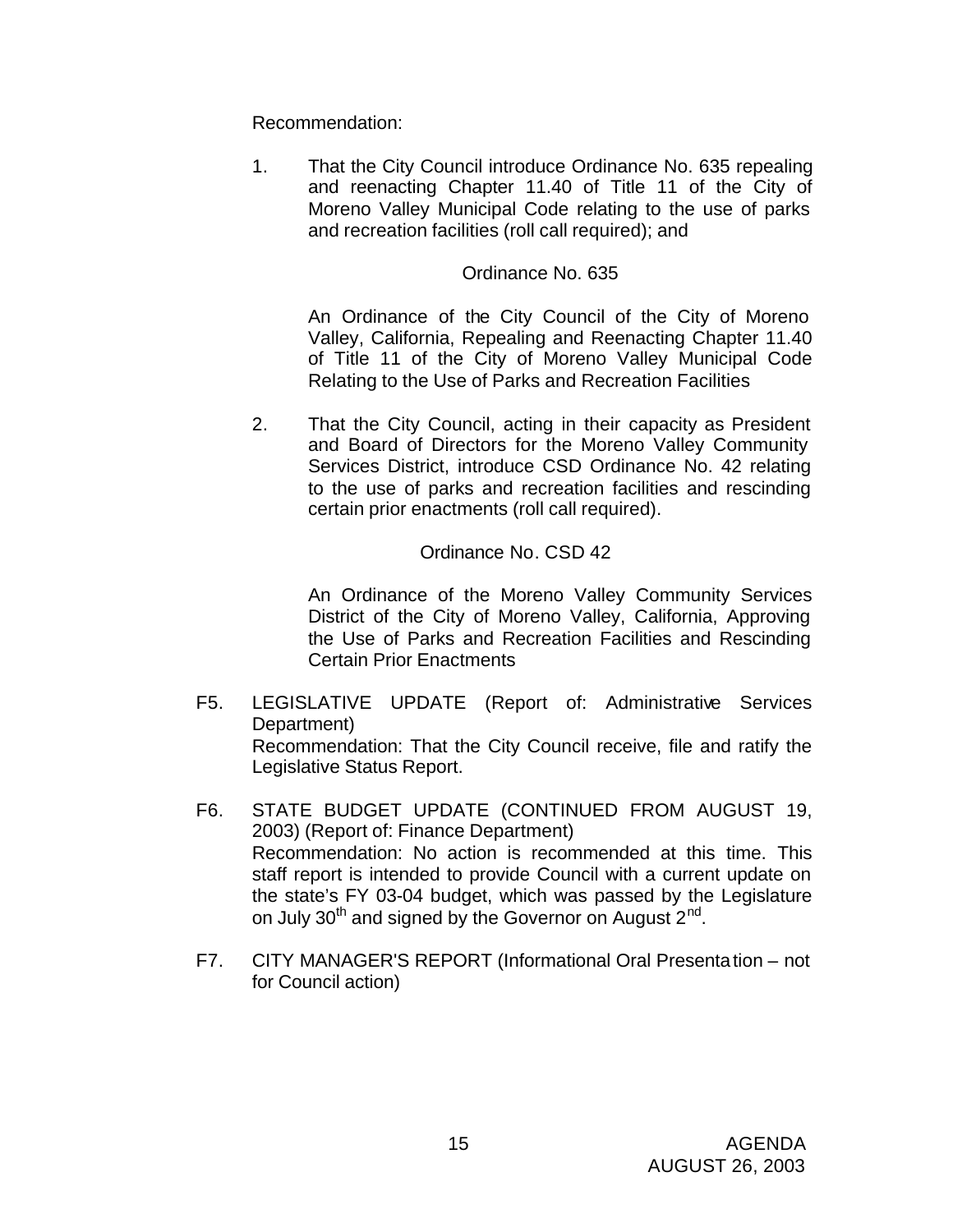Recommendation:

1. That the City Council introduce Ordinance No. 635 repealing and reenacting Chapter 11.40 of Title 11 of the City of Moreno Valley Municipal Code relating to the use of parks and recreation facilities (roll call required); and

   Ordinance No. 635

   An Ordinance of the City Council of the City of Moreno Valley, California, Repealing and Reenacting Chapter 11.40 of Title 11 of the City of Moreno Valley Municipal Code Relating to the Use of Parks and Recreation Facilities

2. That the City Council, acting in their capacity as President and Board of Directors for the Moreno Valley Community Services District, introduce CSD Ordinance No. 42 relating to the use of parks and recreation facilities and rescinding certain prior enactments (roll call required).

   Ordinance No. CSD 42

   An Ordinance of the Moreno Valley Community Services District of the City of Moreno Valley, California, Approving the Use of Parks and Recreation Facilities and Rescinding Certain Prior Enactments

F5. LEGISLATIVE UPDATE (Report of: Administrative Services Department)
Recommendation: That the City Council receive, file and ratify the Legislative Status Report.

F6. STATE BUDGET UPDATE (CONTINUED FROM AUGUST 19, 2003) (Report of: Finance Department)
Recommendation: No action is recommended at this time. This staff report is intended to provide Council with a current update on the state's FY 03-04 budget, which was passed by the Legislature on July 30th and signed by the Governor on August 2nd.

F7. CITY MANAGER'S REPORT (Informational Oral Presentation – not for Council action)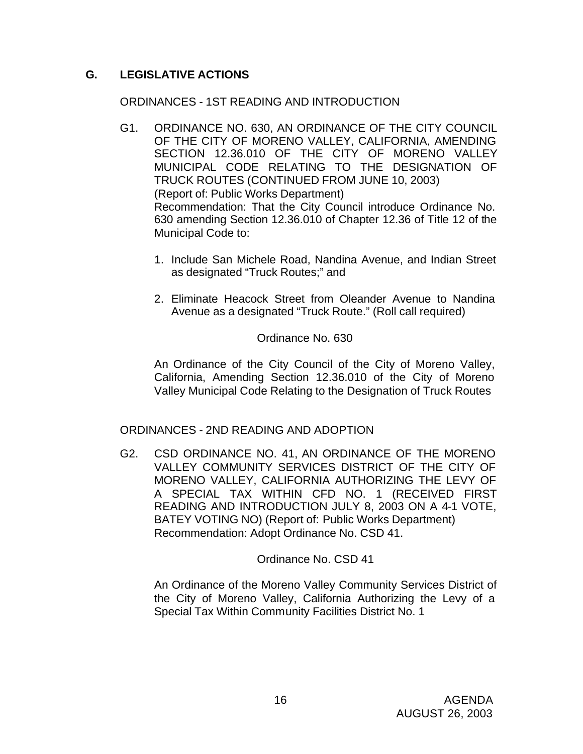## G. LEGISLATIVE ACTIONS

ORDINANCES - 1ST READING AND INTRODUCTION

G1. ORDINANCE NO. 630, AN ORDINANCE OF THE CITY COUNCIL OF THE CITY OF MORENO VALLEY, CALIFORNIA, AMENDING SECTION 12.36.010 OF THE CITY OF MORENO VALLEY MUNICIPAL CODE RELATING TO THE DESIGNATION OF TRUCK ROUTES (CONTINUED FROM JUNE 10, 2003)
(Report of: Public Works Department)
Recommendation: That the City Council introduce Ordinance No. 630 amending Section 12.36.010 of Chapter 12.36 of Title 12 of the Municipal Code to:

1. Include San Michele Road, Nandina Avenue, and Indian Street as designated "Truck Routes;" and

2. Eliminate Heacock Street from Oleander Avenue to Nandina Avenue as a designated "Truck Route." (Roll call required)

Ordinance No. 630

An Ordinance of the City Council of the City of Moreno Valley, California, Amending Section 12.36.010 of the City of Moreno Valley Municipal Code Relating to the Designation of Truck Routes

ORDINANCES - 2ND READING AND ADOPTION

G2. CSD ORDINANCE NO. 41, AN ORDINANCE OF THE MORENO VALLEY COMMUNITY SERVICES DISTRICT OF THE CITY OF MORENO VALLEY, CALIFORNIA AUTHORIZING THE LEVY OF A SPECIAL TAX WITHIN CFD NO. 1 (RECEIVED FIRST READING AND INTRODUCTION JULY 8, 2003 ON A 4-1 VOTE, BATEY VOTING NO) (Report of: Public Works Department)
Recommendation: Adopt Ordinance No. CSD 41.

Ordinance No. CSD 41

An Ordinance of the Moreno Valley Community Services District of the City of Moreno Valley, California Authorizing the Levy of a Special Tax Within Community Facilities District No. 1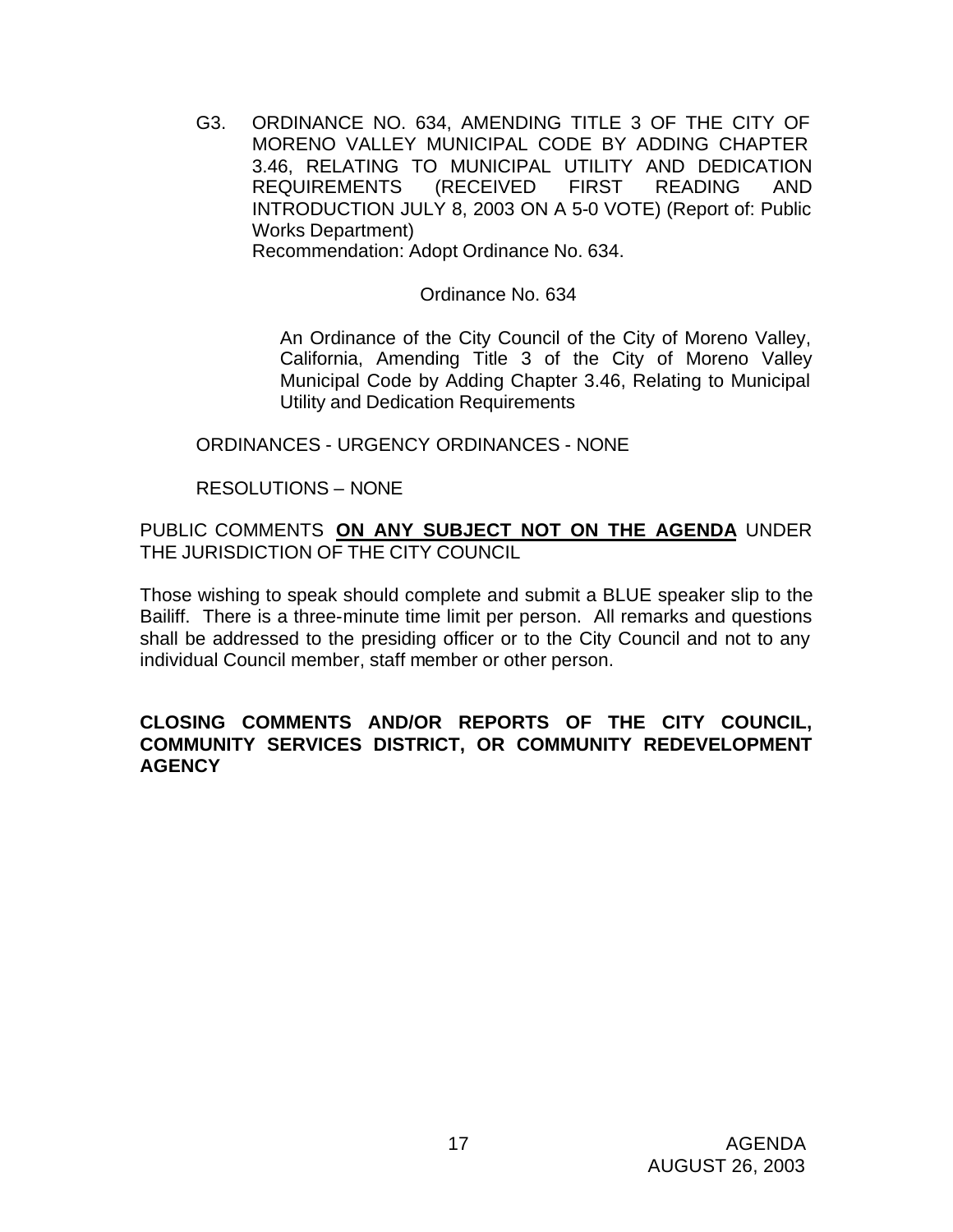G3. ORDINANCE NO. 634, AMENDING TITLE 3 OF THE CITY OF MORENO VALLEY MUNICIPAL CODE BY ADDING CHAPTER 3.46, RELATING TO MUNICIPAL UTILITY AND DEDICATION REQUIREMENTS (RECEIVED FIRST READING AND INTRODUCTION JULY 8, 2003 ON A 5-0 VOTE) (Report of: Public Works Department)
Recommendation: Adopt Ordinance No. 634.

Ordinance No. 634

An Ordinance of the City Council of the City of Moreno Valley, California, Amending Title 3 of the City of Moreno Valley Municipal Code by Adding Chapter 3.46, Relating to Municipal Utility and Dedication Requirements

ORDINANCES - URGENCY ORDINANCES - NONE

RESOLUTIONS – NONE

PUBLIC COMMENTS **ON ANY SUBJECT NOT ON THE AGENDA** UNDER THE JURISDICTION OF THE CITY COUNCIL

Those wishing to speak should complete and submit a BLUE speaker slip to the Bailiff. There is a three-minute time limit per person. All remarks and questions shall be addressed to the presiding officer or to the City Council and not to any individual Council member, staff member or other person.

**CLOSING COMMENTS AND/OR REPORTS OF THE CITY COUNCIL, COMMUNITY SERVICES DISTRICT, OR COMMUNITY REDEVELOPMENT AGENCY**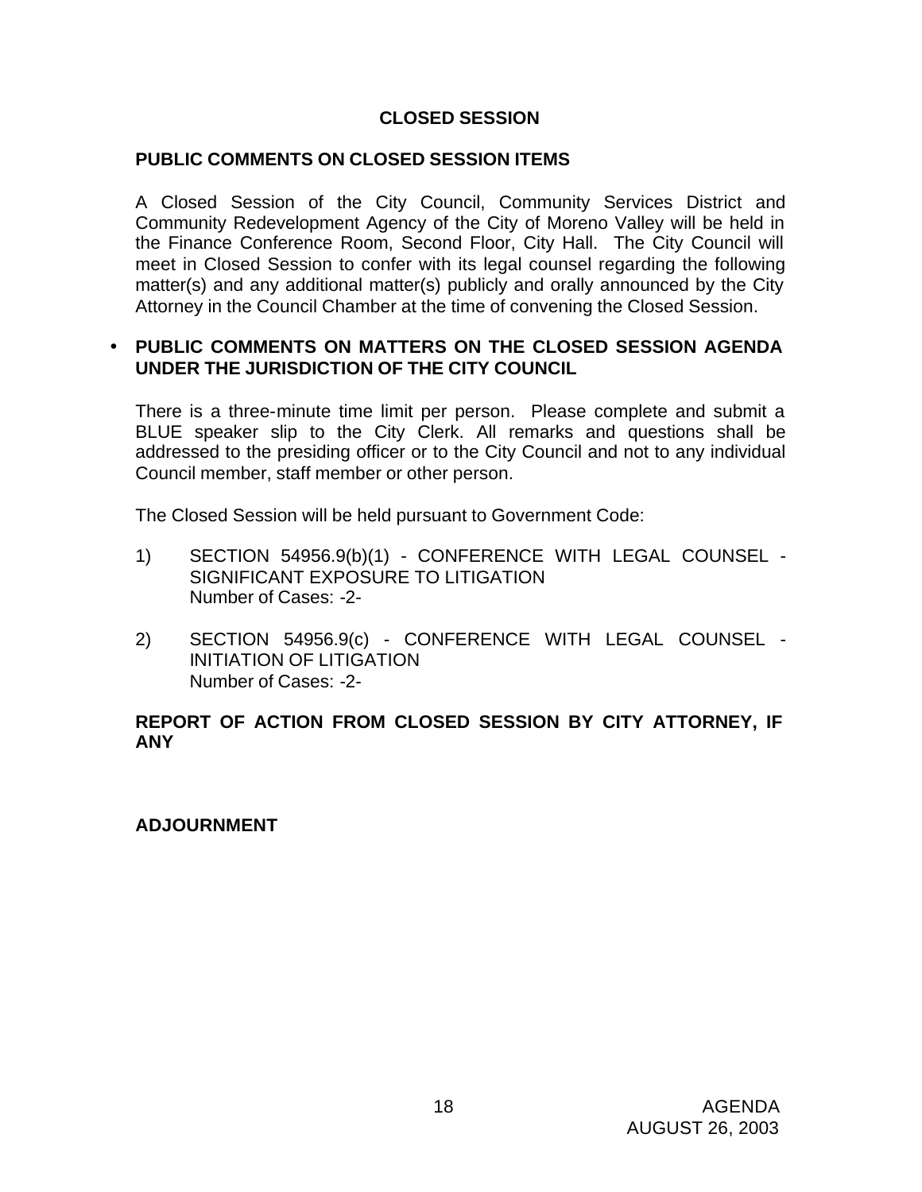## CLOSED SESSION

### PUBLIC COMMENTS ON CLOSED SESSION ITEMS

A Closed Session of the City Council, Community Services District and Community Redevelopment Agency of the City of Moreno Valley will be held in the Finance Conference Room, Second Floor, City Hall. The City Council will meet in Closed Session to confer with its legal counsel regarding the following matter(s) and any additional matter(s) publicly and orally announced by the City Attorney in the Council Chamber at the time of convening the Closed Session.

- **PUBLIC COMMENTS ON MATTERS ON THE CLOSED SESSION AGENDA UNDER THE JURISDICTION OF THE CITY COUNCIL**

There is a three-minute time limit per person. Please complete and submit a BLUE speaker slip to the City Clerk. All remarks and questions shall be addressed to the presiding officer or to the City Council and not to any individual Council member, staff member or other person.

The Closed Session will be held pursuant to Government Code:

1) SECTION 54956.9(b)(1) - CONFERENCE WITH LEGAL COUNSEL - SIGNIFICANT EXPOSURE TO LITIGATION
   Number of Cases: -2-

2) SECTION 54956.9(c) - CONFERENCE WITH LEGAL COUNSEL - INITIATION OF LITIGATION
   Number of Cases: -2-

**REPORT OF ACTION FROM CLOSED SESSION BY CITY ATTORNEY, IF ANY**

**ADJOURNMENT**